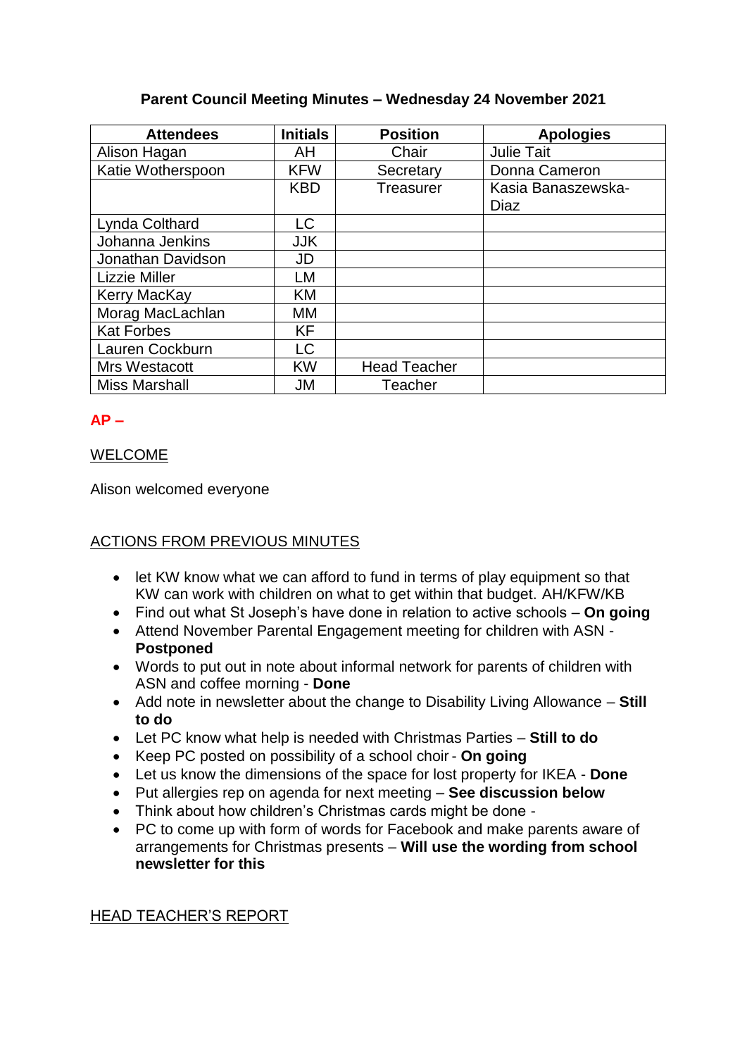**Parent Council Meeting Minutes – Wednesday 24 November 2021**

| Attendees | Initials | Position | Apologies |
|---|---|---|---|
| Alison Hagan | AH | Chair | Julie Tait |
| Katie Wotherspoon | KFW | Secretary | Donna Cameron |
| | KBD | Treasurer | Kasia Banaszewska-Diaz |
| Lynda Colthard | LC | | |
| Johanna Jenkins | JJK | | |
| Jonathan Davidson | JD | | |
| Lizzie Miller | LM | | |
| Kerry MacKay | KM | | |
| Morag MacLachlan | MM | | |
| Kat Forbes | KF | | |
| Lauren Cockburn | LC | | |
| Mrs Westacott | KW | Head Teacher | |
| Miss Marshall | JM | Teacher | |

**AP –**

WELCOME

Alison welcomed everyone

ACTIONS FROM PREVIOUS MINUTES

- let KW know what we can afford to fund in terms of play equipment so that KW can work with children on what to get within that budget. AH/KFW/KB
- Find out what St Joseph's have done in relation to active schools – **On going**
- Attend November Parental Engagement meeting for children with ASN - **Postponed**
- Words to put out in note about informal network for parents of children with ASN and coffee morning - **Done**
- Add note in newsletter about the change to Disability Living Allowance – **Still to do**
- Let PC know what help is needed with Christmas Parties – **Still to do**
- Keep PC posted on possibility of a school choir - **On going**
- Let us know the dimensions of the space for lost property for IKEA - **Done**
- Put allergies rep on agenda for next meeting – **See discussion below**
- Think about how children's Christmas cards might be done -
- PC to come up with form of words for Facebook and make parents aware of arrangements for Christmas presents – **Will use the wording from school newsletter for this**

HEAD TEACHER'S REPORT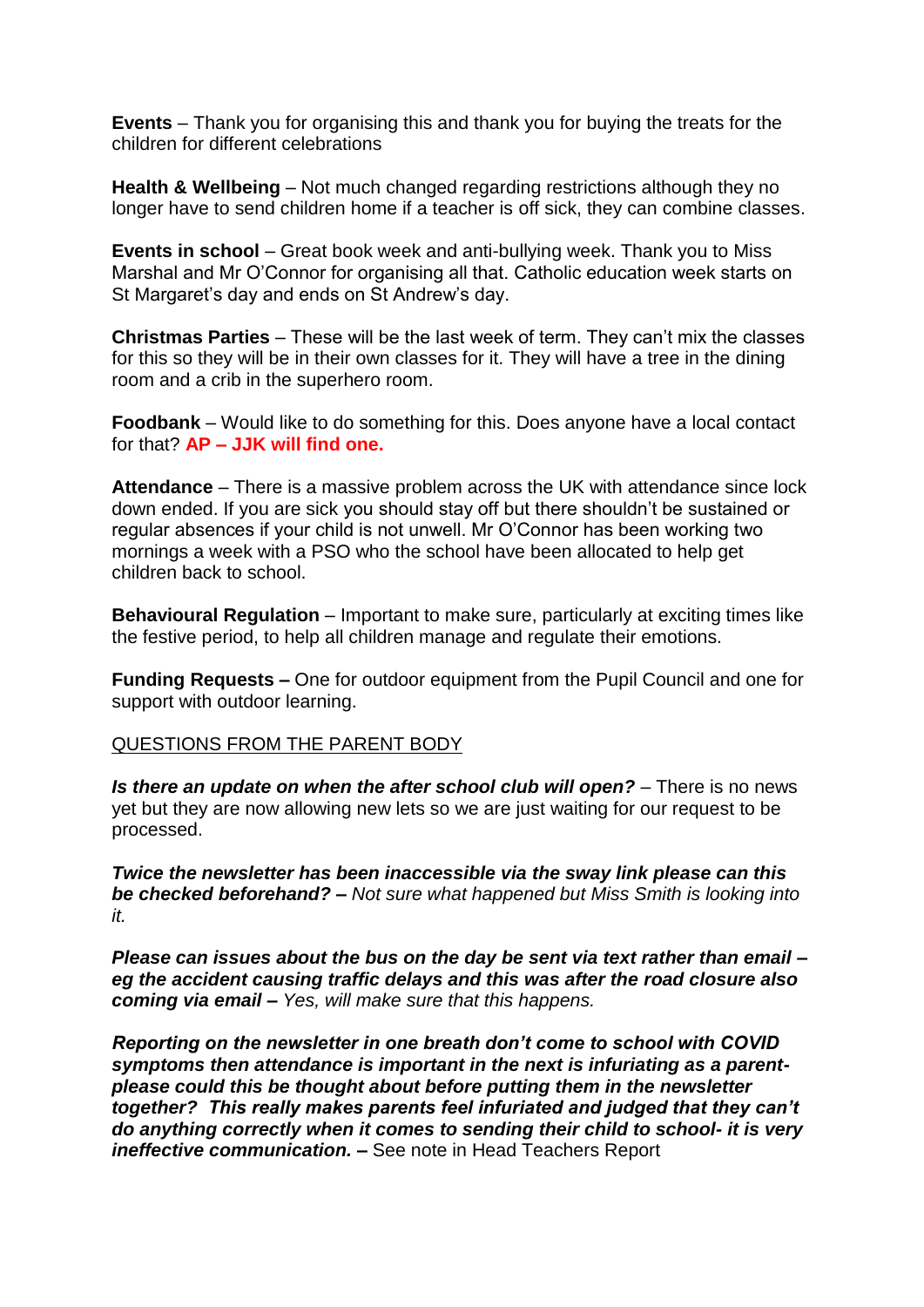**Events** – Thank you for organising this and thank you for buying the treats for the children for different celebrations

**Health & Wellbeing** – Not much changed regarding restrictions although they no longer have to send children home if a teacher is off sick, they can combine classes.

**Events in school** – Great book week and anti-bullying week. Thank you to Miss Marshal and Mr O'Connor for organising all that. Catholic education week starts on St Margaret's day and ends on St Andrew's day.

**Christmas Parties** – These will be the last week of term. They can't mix the classes for this so they will be in their own classes for it. They will have a tree in the dining room and a crib in the superhero room.

**Foodbank** – Would like to do something for this. Does anyone have a local contact for that? **AP – JJK will find one.**

**Attendance** – There is a massive problem across the UK with attendance since lock down ended. If you are sick you should stay off but there shouldn't be sustained or regular absences if your child is not unwell. Mr O'Connor has been working two mornings a week with a PSO who the school have been allocated to help get children back to school.

**Behavioural Regulation** – Important to make sure, particularly at exciting times like the festive period, to help all children manage and regulate their emotions.

**Funding Requests –** One for outdoor equipment from the Pupil Council and one for support with outdoor learning.

<u>QUESTIONS FROM THE PARENT BODY</u>

***Is there an update on when the after school club will open?*** – There is no news yet but they are now allowing new lets so we are just waiting for our request to be processed.

***Twice the newsletter has been inaccessible via the sway link please can this be checked beforehand? –*** *Not sure what happened but Miss Smith is looking into it.*

***Please can issues about the bus on the day be sent via text rather than email – eg the accident causing traffic delays and this was after the road closure also coming via email –*** *Yes, will make sure that this happens.*

***Reporting on the newsletter in one breath don't come to school with COVID symptoms then attendance is important in the next is infuriating as a parent- please could this be thought about before putting them in the newsletter together? This really makes parents feel infuriated and judged that they can't do anything correctly when it comes to sending their child to school- it is very ineffective communication. –*** See note in Head Teachers Report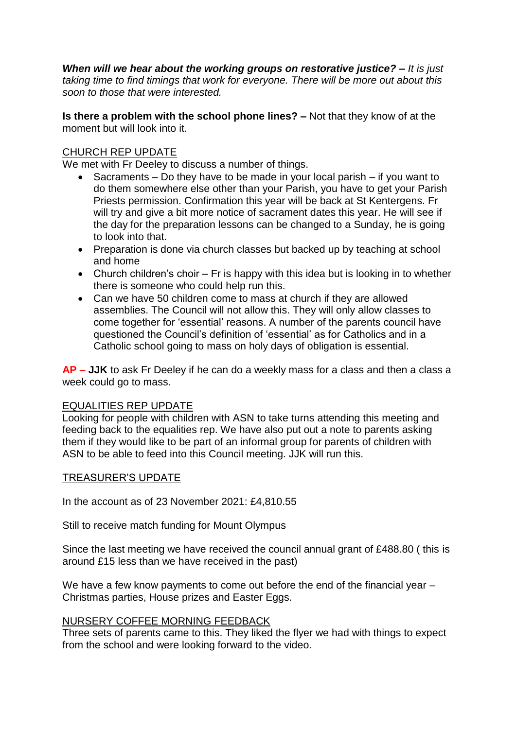***When will we hear about the working groups on restorative justice? –*** *It is just taking time to find timings that work for everyone. There will be more out about this soon to those that were interested.*

**Is there a problem with the school phone lines? –** Not that they know of at the moment but will look into it.

<u>CHURCH REP UPDATE</u>

We met with Fr Deeley to discuss a number of things.

- Sacraments – Do they have to be made in your local parish – if you want to do them somewhere else other than your Parish, you have to get your Parish Priests permission. Confirmation this year will be back at St Kentergens. Fr will try and give a bit more notice of sacrament dates this year. He will see if the day for the preparation lessons can be changed to a Sunday, he is going to look into that.
- Preparation is done via church classes but backed up by teaching at school and home
- Church children's choir – Fr is happy with this idea but is looking in to whether there is someone who could help run this.
- Can we have 50 children come to mass at church if they are allowed assemblies. The Council will not allow this. They will only allow classes to come together for 'essential' reasons. A number of the parents council have questioned the Council's definition of 'essential' as for Catholics and in a Catholic school going to mass on holy days of obligation is essential.

**AP – JJK** to ask Fr Deeley if he can do a weekly mass for a class and then a class a week could go to mass.

<u>EQUALITIES REP UPDATE</u>

Looking for people with children with ASN to take turns attending this meeting and feeding back to the equalities rep. We have also put out a note to parents asking them if they would like to be part of an informal group for parents of children with ASN to be able to feed into this Council meeting. JJK will run this.

<u>TREASURER'S UPDATE</u>

In the account as of 23 November 2021: £4,810.55

Still to receive match funding for Mount Olympus

Since the last meeting we have received the council annual grant of £488.80 ( this is around £15 less than we have received in the past)

We have a few know payments to come out before the end of the financial year – Christmas parties, House prizes and Easter Eggs.

<u>NURSERY COFFEE MORNING FEEDBACK</u>

Three sets of parents came to this. They liked the flyer we had with things to expect from the school and were looking forward to the video.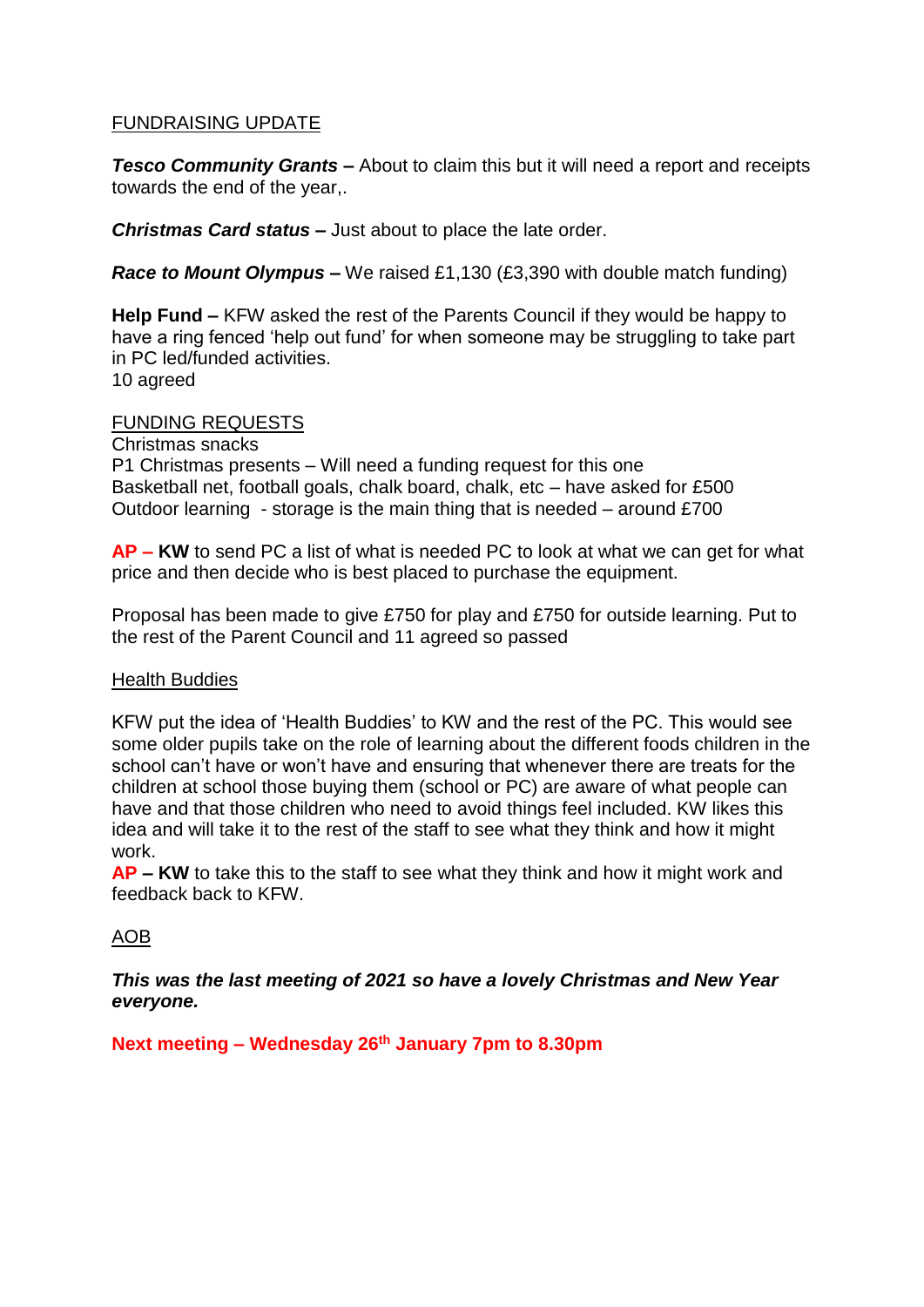FUNDRAISING UPDATE

***Tesco Community Grants* –** About to claim this but it will need a report and receipts towards the end of the year,.

***Christmas Card status* –** Just about to place the late order.

***Race to Mount Olympus* –** We raised £1,130 (£3,390 with double match funding)

**Help Fund –** KFW asked the rest of the Parents Council if they would be happy to have a ring fenced 'help out fund' for when someone may be struggling to take part in PC led/funded activities.
10 agreed

FUNDING REQUESTS
Christmas snacks
P1 Christmas presents – Will need a funding request for this one
Basketball net, football goals, chalk board, chalk, etc – have asked for £500
Outdoor learning - storage is the main thing that is needed – around £700

**AP – KW** to send PC a list of what is needed PC to look at what we can get for what price and then decide who is best placed to purchase the equipment.

Proposal has been made to give £750 for play and £750 for outside learning. Put to the rest of the Parent Council and 11 agreed so passed

Health Buddies

KFW put the idea of 'Health Buddies' to KW and the rest of the PC. This would see some older pupils take on the role of learning about the different foods children in the school can't have or won't have and ensuring that whenever there are treats for the children at school those buying them (school or PC) are aware of what people can have and that those children who need to avoid things feel included. KW likes this idea and will take it to the rest of the staff to see what they think and how it might work.
**AP – KW** to take this to the staff to see what they think and how it might work and feedback back to KFW.

AOB

***This was the last meeting of 2021 so have a lovely Christmas and New Year everyone.***

**Next meeting – Wednesday 26th January 7pm to 8.30pm**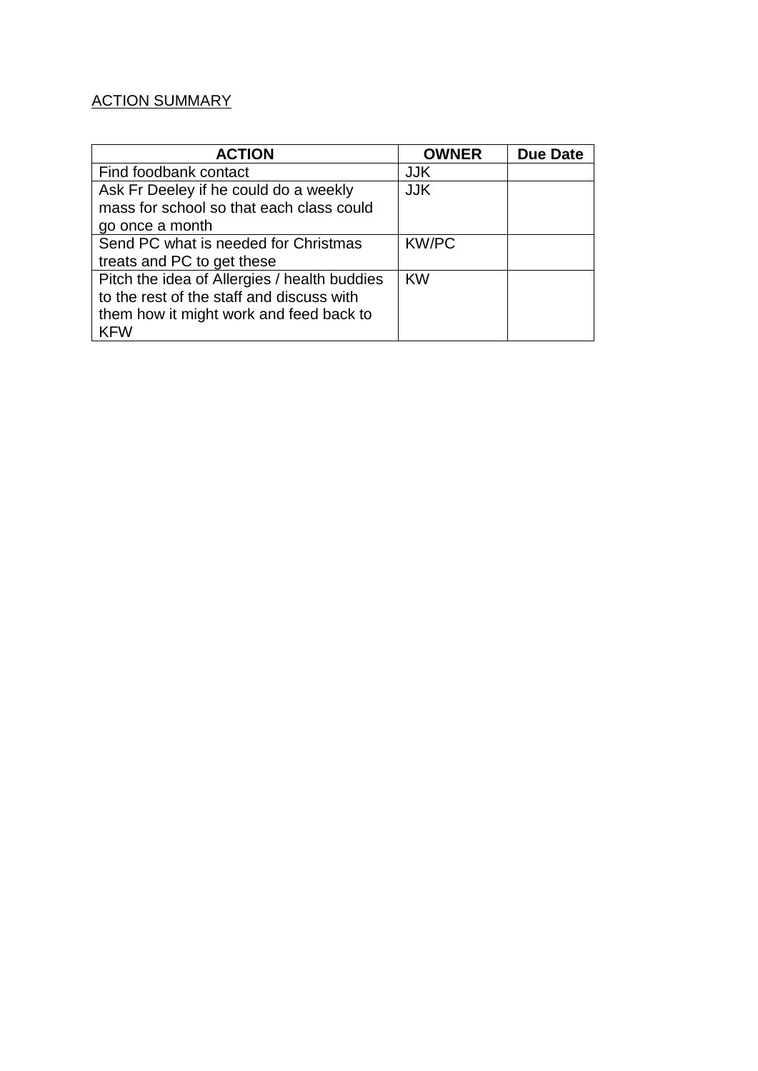<u>ACTION SUMMARY</u>

| ACTION | OWNER | Due Date |
|---|---|---|
| Find foodbank contact | JJK | |
| Ask Fr Deeley if he could do a weekly mass for school so that each class could go once a month | JJK | |
| Send PC what is needed for Christmas treats and PC to get these | KW/PC | |
| Pitch the idea of Allergies / health buddies to the rest of the staff and discuss with them how it might work and feed back to KFW | KW | |